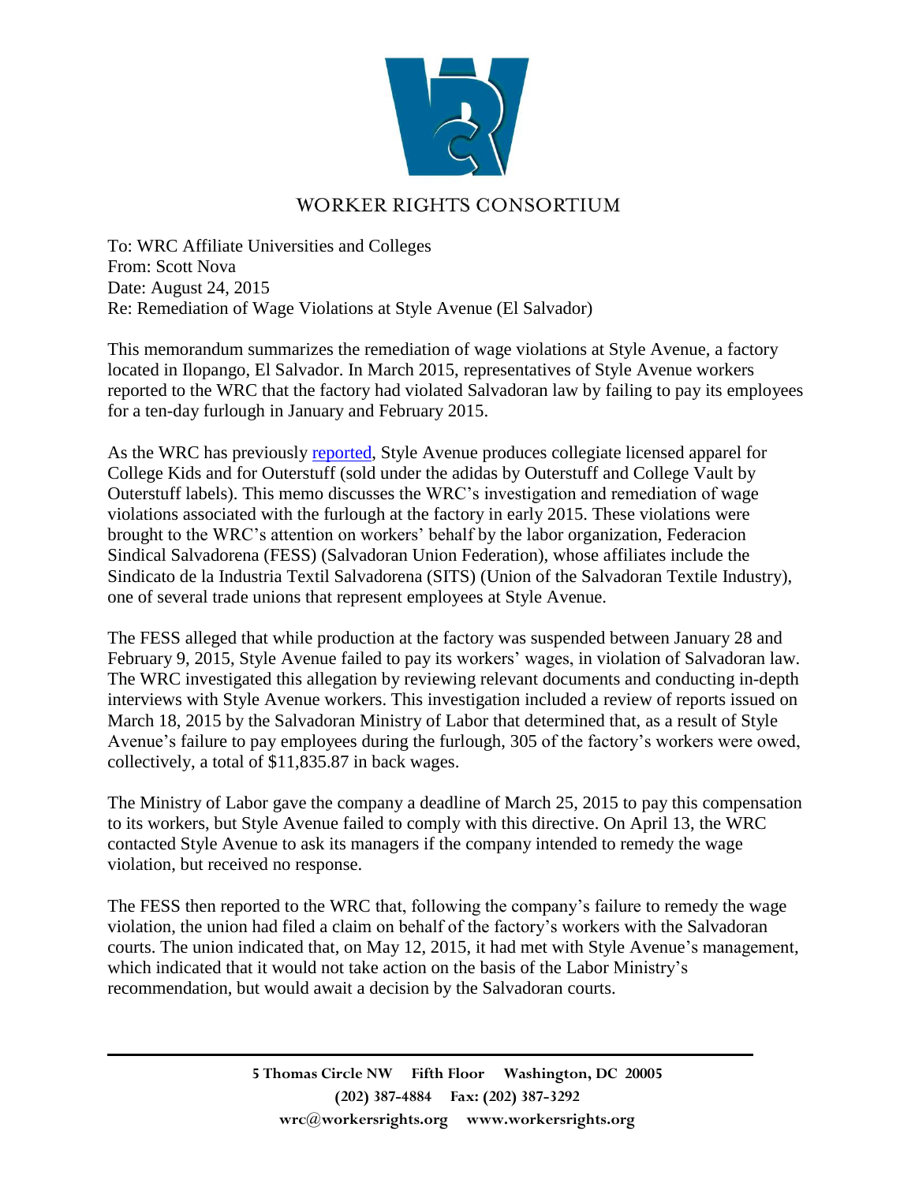WORKER RIGHTS CONSORTIUM

To: WRC Affiliate Universities and Colleges
From: Scott Nova
Date: August 24, 2015
Re: Remediation of Wage Violations at Style Avenue (El Salvador)

This memorandum summarizes the remediation of wage violations at Style Avenue, a factory located in Ilopango, El Salvador. In March 2015, representatives of Style Avenue workers reported to the WRC that the factory had violated Salvadoran law by failing to pay its employees for a ten-day furlough in January and February 2015.

As the WRC has previously reported, Style Avenue produces collegiate licensed apparel for College Kids and for Outerstuff (sold under the adidas by Outerstuff and College Vault by Outerstuff labels). This memo discusses the WRC's investigation and remediation of wage violations associated with the furlough at the factory in early 2015. These violations were brought to the WRC's attention on workers' behalf by the labor organization, Federacion Sindical Salvadorena (FESS) (Salvadoran Union Federation), whose affiliates include the Sindicato de la Industria Textil Salvadorena (SITS) (Union of the Salvadoran Textile Industry), one of several trade unions that represent employees at Style Avenue.

The FESS alleged that while production at the factory was suspended between January 28 and February 9, 2015, Style Avenue failed to pay its workers' wages, in violation of Salvadoran law. The WRC investigated this allegation by reviewing relevant documents and conducting in-depth interviews with Style Avenue workers. This investigation included a review of reports issued on March 18, 2015 by the Salvadoran Ministry of Labor that determined that, as a result of Style Avenue's failure to pay employees during the furlough, 305 of the factory's workers were owed, collectively, a total of $11,835.87 in back wages.

The Ministry of Labor gave the company a deadline of March 25, 2015 to pay this compensation to its workers, but Style Avenue failed to comply with this directive. On April 13, the WRC contacted Style Avenue to ask its managers if the company intended to remedy the wage violation, but received no response.

The FESS then reported to the WRC that, following the company's failure to remedy the wage violation, the union had filed a claim on behalf of the factory's workers with the Salvadoran courts. The union indicated that, on May 12, 2015, it had met with Style Avenue's management, which indicated that it would not take action on the basis of the Labor Ministry's recommendation, but would await a decision by the Salvadoran courts.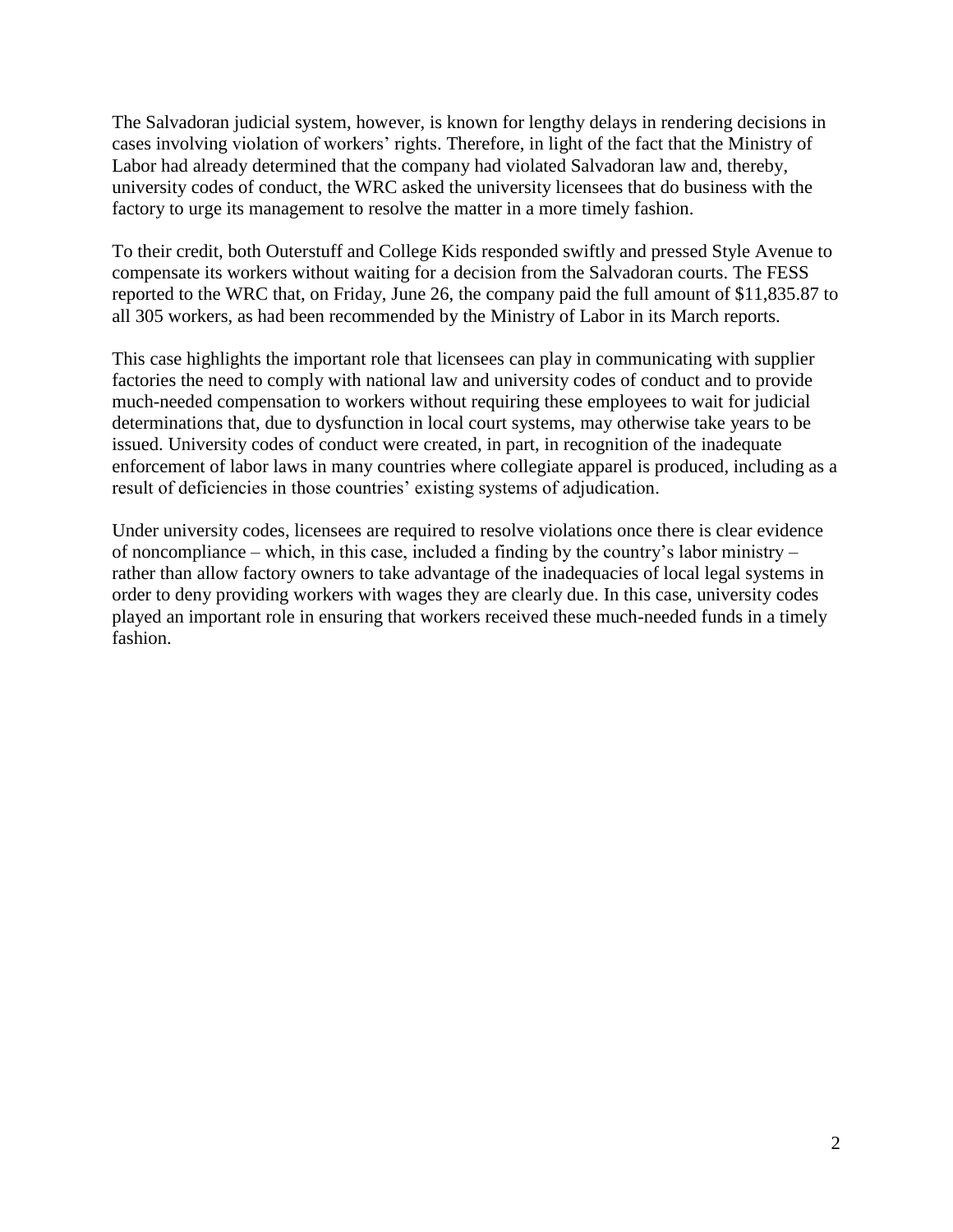The Salvadoran judicial system, however, is known for lengthy delays in rendering decisions in cases involving violation of workers' rights. Therefore, in light of the fact that the Ministry of Labor had already determined that the company had violated Salvadoran law and, thereby, university codes of conduct, the WRC asked the university licensees that do business with the factory to urge its management to resolve the matter in a more timely fashion.

To their credit, both Outerstuff and College Kids responded swiftly and pressed Style Avenue to compensate its workers without waiting for a decision from the Salvadoran courts. The FESS reported to the WRC that, on Friday, June 26, the company paid the full amount of $11,835.87 to all 305 workers, as had been recommended by the Ministry of Labor in its March reports.

This case highlights the important role that licensees can play in communicating with supplier factories the need to comply with national law and university codes of conduct and to provide much-needed compensation to workers without requiring these employees to wait for judicial determinations that, due to dysfunction in local court systems, may otherwise take years to be issued. University codes of conduct were created, in part, in recognition of the inadequate enforcement of labor laws in many countries where collegiate apparel is produced, including as a result of deficiencies in those countries' existing systems of adjudication.

Under university codes, licensees are required to resolve violations once there is clear evidence of noncompliance – which, in this case, included a finding by the country's labor ministry – rather than allow factory owners to take advantage of the inadequacies of local legal systems in order to deny providing workers with wages they are clearly due. In this case, university codes played an important role in ensuring that workers received these much-needed funds in a timely fashion.